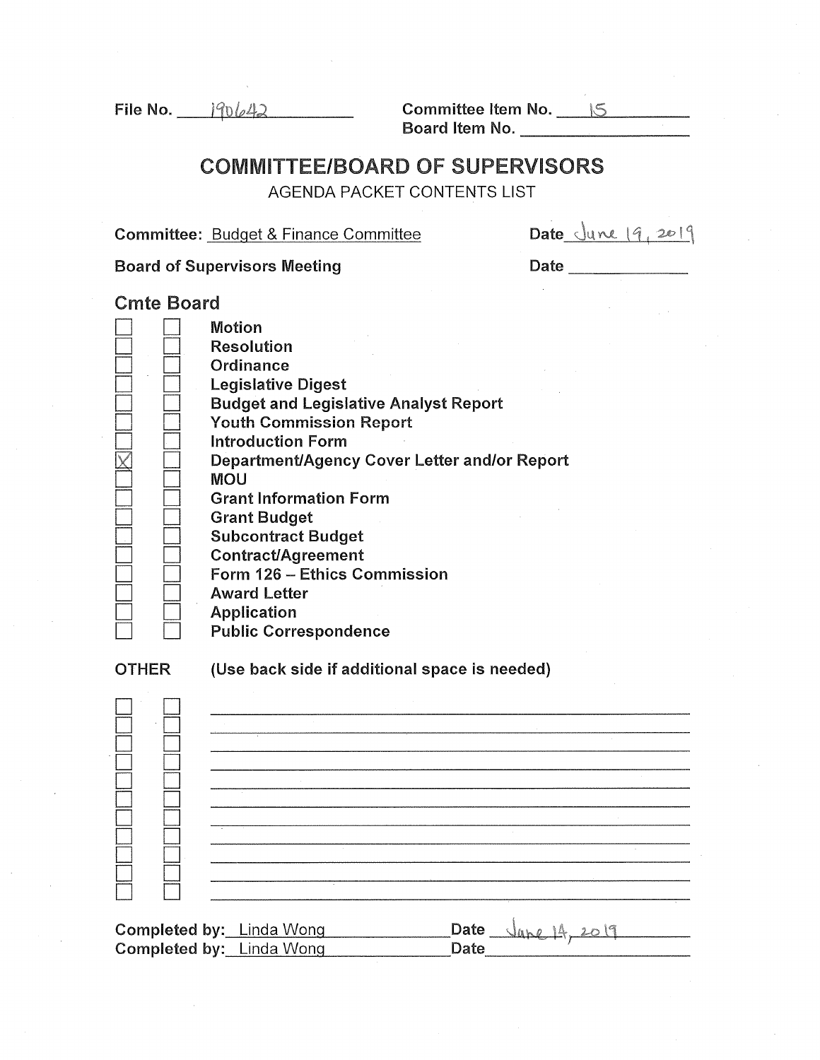File No. 190642

Committee Item No. 15

Board Item No. ___

# COMMITTEE/BOARD OF SUPERVISORS

AGENDA PACKET CONTENTS LIST

**Committee:** Budget & Finance Committee **Date** June 19, 2019

**Board of Supervisors Meeting** **Date** ___

## Cmte Board

| Cmte | Board | |
|---|---|---|
| ☐ | ☐ | Motion |
| ☐ | ☐ | Resolution |
| ☐ | ☐ | Ordinance |
| ☐ | ☐ | Legislative Digest |
| ☐ | ☐ | Budget and Legislative Analyst Report |
| ☐ | ☐ | Youth Commission Report |
| ☐ | ☐ | Introduction Form |
| ☒ | ☐ | Department/Agency Cover Letter and/or Report |
| ☐ | ☐ | MOU |
| ☐ | ☐ | Grant Information Form |
| ☐ | ☐ | Grant Budget |
| ☐ | ☐ | Subcontract Budget |
| ☐ | ☐ | Contract/Agreement |
| ☐ | ☐ | Form 126 – Ethics Commission |
| ☐ | ☐ | Award Letter |
| ☐ | ☐ | Application |
| ☐ | ☐ | Public Correspondence |

**OTHER** **(Use back side if additional space is needed)**

| Cmte | Board | |
|---|---|---|
| ☐ | ☐ | |
| ☐ | ☐ | |
| ☐ | ☐ | |
| ☐ | ☐ | |
| ☐ | ☐ | |
| ☐ | ☐ | |
| ☐ | ☐ | |
| ☐ | ☐ | |
| ☐ | ☐ | |
| ☐ | ☐ | |
| ☐ | ☐ | |

**Completed by:** Linda Wong **Date** June 14, 2019

**Completed by:** Linda Wong **Date** ___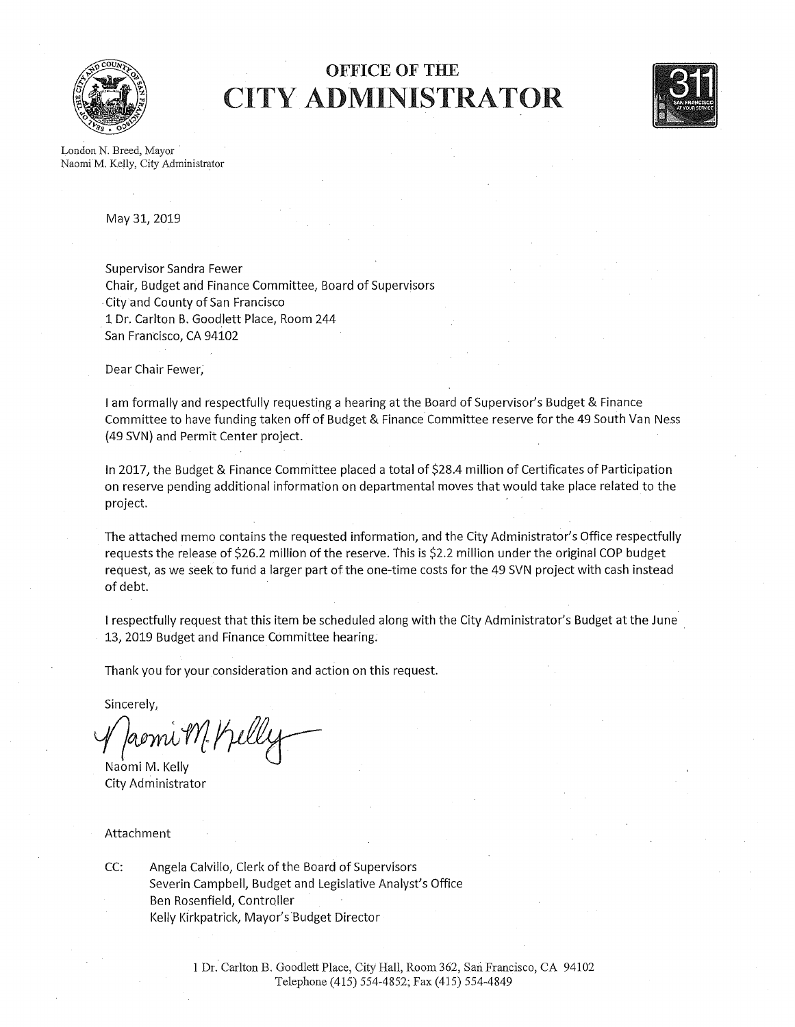# OFFICE OF THE
# CITY ADMINISTRATOR

London N. Breed, Mayor
Naomi M. Kelly, City Administrator

May 31, 2019

Supervisor Sandra Fewer
Chair, Budget and Finance Committee, Board of Supervisors
City and County of San Francisco
1 Dr. Carlton B. Goodlett Place, Room 244
San Francisco, CA 94102

Dear Chair Fewer,

I am formally and respectfully requesting a hearing at the Board of Supervisor's Budget & Finance Committee to have funding taken off of Budget & Finance Committee reserve for the 49 South Van Ness (49 SVN) and Permit Center project.

In 2017, the Budget & Finance Committee placed a total of $28.4 million of Certificates of Participation on reserve pending additional information on departmental moves that would take place related to the project.

The attached memo contains the requested information, and the City Administrator's Office respectfully requests the release of $26.2 million of the reserve. This is $2.2 million under the original COP budget request, as we seek to fund a larger part of the one-time costs for the 49 SVN project with cash instead of debt.

I respectfully request that this item be scheduled along with the City Administrator's Budget at the June 13, 2019 Budget and Finance Committee hearing.

Thank you for your consideration and action on this request.

Sincerely,

Naomi M. Kelly
City Administrator

Attachment

CC: Angela Calvillo, Clerk of the Board of Supervisors
Severin Campbell, Budget and Legislative Analyst's Office
Ben Rosenfield, Controller
Kelly Kirkpatrick, Mayor's Budget Director

1 Dr. Carlton B. Goodlett Place, City Hall, Room 362, San Francisco, CA 94102
Telephone (415) 554-4852; Fax (415) 554-4849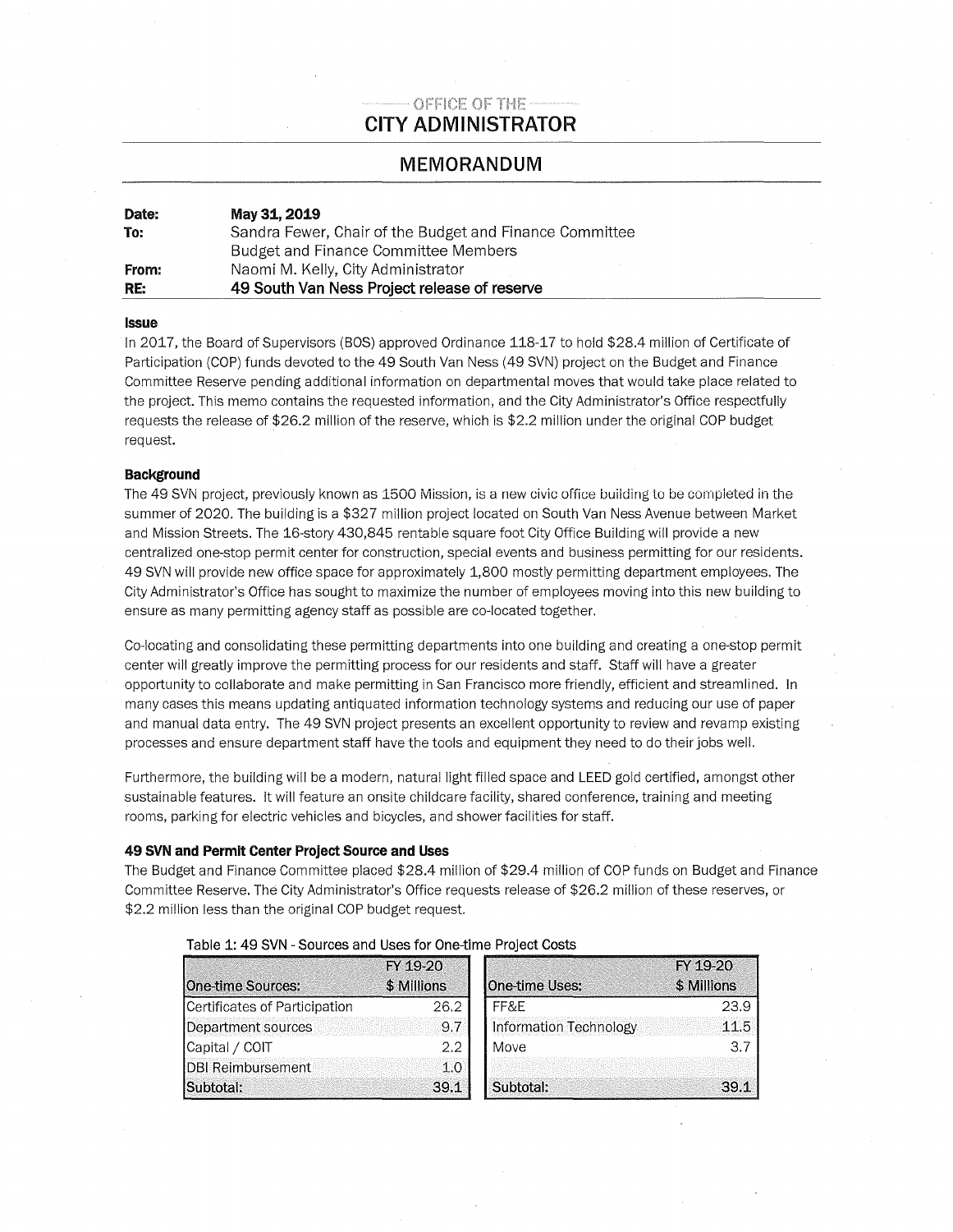OFFICE OF THE

# CITY ADMINISTRATOR

## MEMORANDUM

| | |
|---|---|
| **Date:** | **May 31, 2019** |
| **To:** | Sandra Fewer, Chair of the Budget and Finance Committee<br>Budget and Finance Committee Members |
| **From:** | Naomi M. Kelly, City Administrator |
| **RE:** | **49 South Van Ness Project release of reserve** |

### Issue

In 2017, the Board of Supervisors (BOS) approved Ordinance 118-17 to hold $28.4 million of Certificate of Participation (COP) funds devoted to the 49 South Van Ness (49 SVN) project on the Budget and Finance Committee Reserve pending additional information on departmental moves that would take place related to the project. This memo contains the requested information, and the City Administrator's Office respectfully requests the release of $26.2 million of the reserve, which is $2.2 million under the original COP budget request.

### Background

The 49 SVN project, previously known as 1500 Mission, is a new civic office building to be completed in the summer of 2020. The building is a $327 million project located on South Van Ness Avenue between Market and Mission Streets. The 16-story 430,845 rentable square foot City Office Building will provide a new centralized one-stop permit center for construction, special events and business permitting for our residents. 49 SVN will provide new office space for approximately 1,800 mostly permitting department employees. The City Administrator's Office has sought to maximize the number of employees moving into this new building to ensure as many permitting agency staff as possible are co-located together.

Co-locating and consolidating these permitting departments into one building and creating a one-stop permit center will greatly improve the permitting process for our residents and staff. Staff will have a greater opportunity to collaborate and make permitting in San Francisco more friendly, efficient and streamlined. In many cases this means updating antiquated information technology systems and reducing our use of paper and manual data entry. The 49 SVN project presents an excellent opportunity to review and revamp existing processes and ensure department staff have the tools and equipment they need to do their jobs well.

Furthermore, the building will be a modern, natural light filled space and LEED gold certified, amongst other sustainable features. It will feature an onsite childcare facility, shared conference, training and meeting rooms, parking for electric vehicles and bicycles, and shower facilities for staff.

### 49 SVN and Permit Center Project Source and Uses

The Budget and Finance Committee placed $28.4 million of $29.4 million of COP funds on Budget and Finance Committee Reserve. The City Administrator's Office requests release of $26.2 million of these reserves, or $2.2 million less than the original COP budget request.

Table 1: 49 SVN - Sources and Uses for One-time Project Costs

| One-time Sources: | FY 19-20 $ Millions |
|---|---|
| Certificates of Participation | 26.2 |
| Department sources | 9.7 |
| Capital / COIT | 2.2 |
| DBI Reimbursement | 1.0 |
| **Subtotal:** | **39.1** |

| One-time Uses: | FY 19-20 $ Millions |
|---|---|
| FF&E | 23.9 |
| Information Technology | 11.5 |
| Move | 3.7 |
| **Subtotal:** | **39.1** |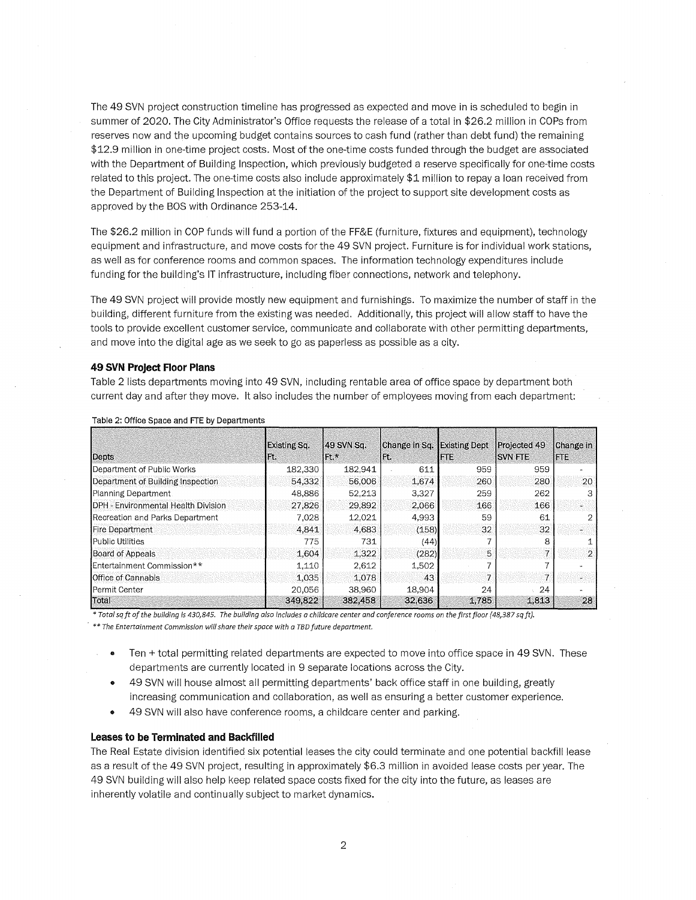The 49 SVN project construction timeline has progressed as expected and move in is scheduled to begin in summer of 2020. The City Administrator's Office requests the release of a total in $26.2 million in COPs from reserves now and the upcoming budget contains sources to cash fund (rather than debt fund) the remaining $12.9 million in one-time project costs. Most of the one-time costs funded through the budget are associated with the Department of Building Inspection, which previously budgeted a reserve specifically for one-time costs related to this project. The one-time costs also include approximately $1 million to repay a loan received from the Department of Building Inspection at the initiation of the project to support site development costs as approved by the BOS with Ordinance 253-14.

The $26.2 million in COP funds will fund a portion of the FF&E (furniture, fixtures and equipment), technology equipment and infrastructure, and move costs for the 49 SVN project. Furniture is for individual work stations, as well as for conference rooms and common spaces. The information technology expenditures include funding for the building's IT infrastructure, including fiber connections, network and telephony.

The 49 SVN project will provide mostly new equipment and furnishings. To maximize the number of staff in the building, different furniture from the existing was needed. Additionally, this project will allow staff to have the tools to provide excellent customer service, communicate and collaborate with other permitting departments, and move into the digital age as we seek to go as paperless as possible as a city.

### 49 SVN Project Floor Plans

Table 2 lists departments moving into 49 SVN, including rentable area of office space by department both current day and after they move. It also includes the number of employees moving from each department:

Table 2: Office Space and FTE by Departments

| Depts | Existing Sq. Ft. | 49 SVN Sq. Ft.* | Change in Sq. Ft. | Existing Dept FTE | Projected 49 SVN FTE | Change in FTE |
|---|---|---|---|---|---|---|
| Department of Public Works | 182,330 | 182,941 | 611 | 959 | 959 | - |
| Department of Building Inspection | 54,332 | 56,006 | 1,674 | 260 | 280 | 20 |
| Planning Department | 48,886 | 52,213 | 3,327 | 259 | 262 | 3 |
| DPH - Environmental Health Division | 27,826 | 29,892 | 2,066 | 166 | 166 | - |
| Recreation and Parks Department | 7,028 | 12,021 | 4,993 | 59 | 61 | 2 |
| Fire Department | 4,841 | 4,683 | (158) | 32 | 32 | - |
| Public Utilities | 775 | 731 | (44) | 7 | 8 | 1 |
| Board of Appeals | 1,604 | 1,322 | (282) | 5 | 7 | 2 |
| Entertainment Commission** | 1,110 | 2,612 | 1,502 | 7 | 7 | - |
| Office of Cannabis | 1,035 | 1,078 | 43 | 7 | 7 | - |
| Permit Center | 20,056 | 38,960 | 18,904 | 24 | 24 | - |
| Total | 349,822 | 382,458 | 32,636 | 1,785 | 1,813 | 28 |

*\* Total sq ft of the building is 430,845. The building also includes a childcare center and conference rooms on the first floor (48,387 sq ft).*

*\*\* The Entertainment Commission will share their space with a TBD future department.*

- Ten + total permitting related departments are expected to move into office space in 49 SVN. These departments are currently located in 9 separate locations across the City.
- 49 SVN will house almost all permitting departments' back office staff in one building, greatly increasing communication and collaboration, as well as ensuring a better customer experience.
- 49 SVN will also have conference rooms, a childcare center and parking.

### Leases to be Terminated and Backfilled

The Real Estate division identified six potential leases the city could terminate and one potential backfill lease as a result of the 49 SVN project, resulting in approximately $6.3 million in avoided lease costs per year. The 49 SVN building will also help keep related space costs fixed for the city into the future, as leases are inherently volatile and continually subject to market dynamics.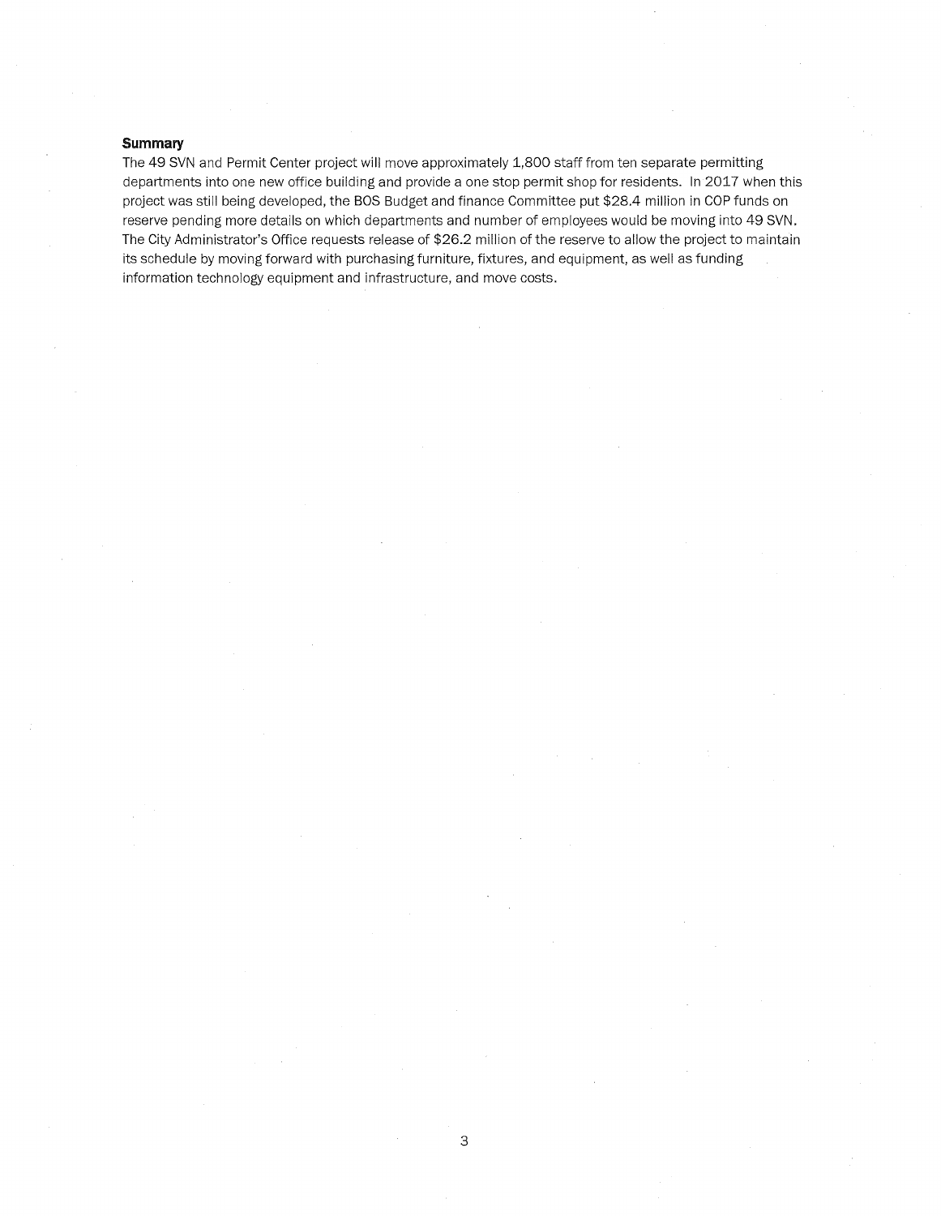**Summary**

The 49 SVN and Permit Center project will move approximately 1,800 staff from ten separate permitting departments into one new office building and provide a one stop permit shop for residents. In 2017 when this project was still being developed, the BOS Budget and finance Committee put $28.4 million in COP funds on reserve pending more details on which departments and number of employees would be moving into 49 SVN. The City Administrator's Office requests release of $26.2 million of the reserve to allow the project to maintain its schedule by moving forward with purchasing furniture, fixtures, and equipment, as well as funding information technology equipment and infrastructure, and move costs.